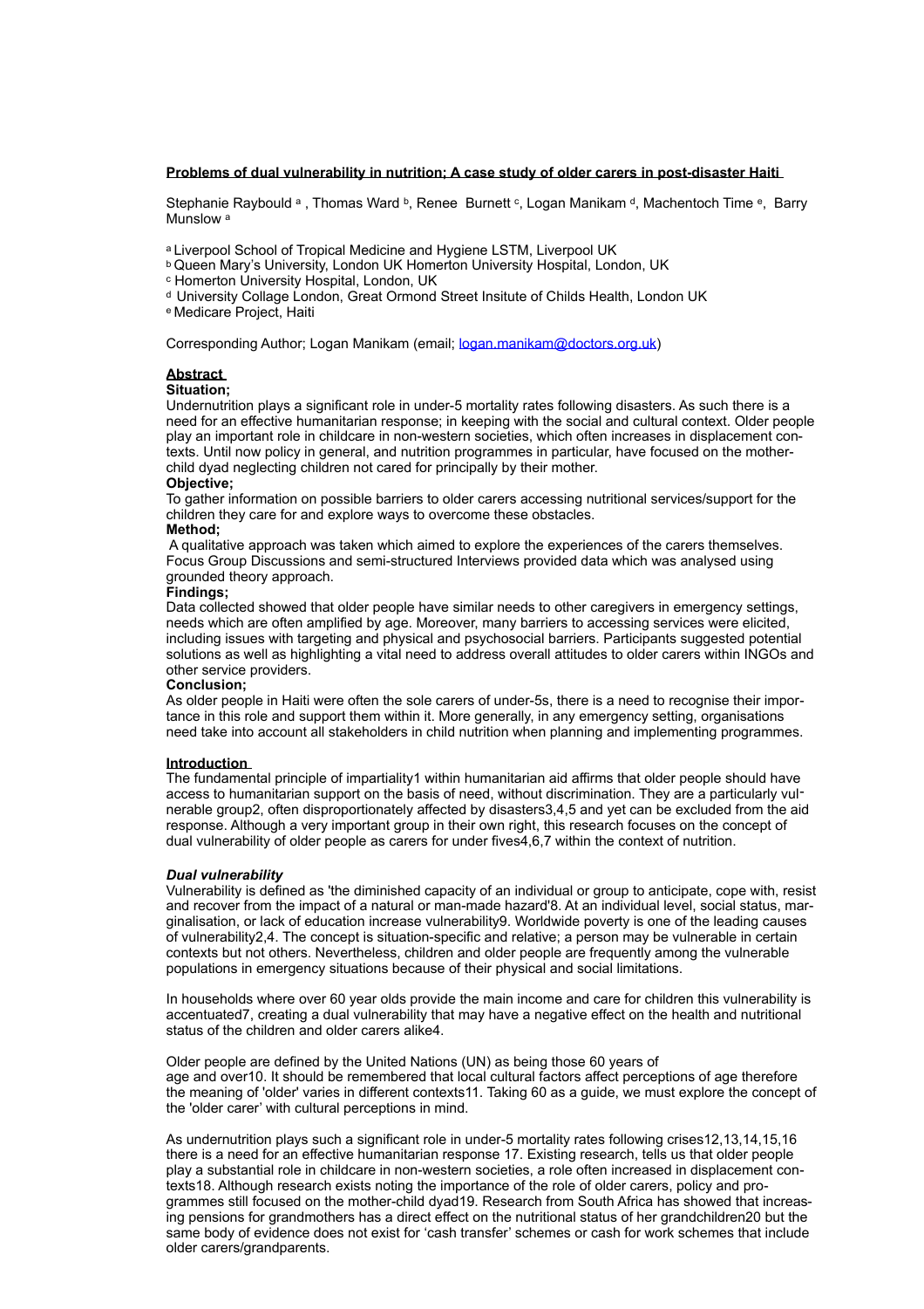# Problems of dual vulnerability in nutrition; A case study of older carers in post-disaster Haiti

Stephanie Raybould [a], Thomas Ward [b], Renee Burnett [c], Logan Manikam [d], Machentoch Time [e], Barry Munslow [a]

[a] Liverpool School of Tropical Medicine and Hygiene LSTM, Liverpool UK
[b] Queen Mary's University, London UK Homerton University Hospital, London, UK
[c] Homerton University Hospital, London, UK
[d] University Collage London, Great Ormond Street Insitute of Childs Health, London UK
[e] Medicare Project, Haiti

Corresponding Author; Logan Manikam (email; logan.manikam@doctors.org.uk)

## Abstract

**Situation;**

Undernutrition plays a significant role in under-5 mortality rates following disasters. As such there is a need for an effective humanitarian response; in keeping with the social and cultural context. Older people play an important role in childcare in non-western societies, which often increases in displacement contexts. Until now policy in general, and nutrition programmes in particular, have focused on the mother-child dyad neglecting children not cared for principally by their mother.

**Objective;**

To gather information on possible barriers to older carers accessing nutritional services/support for the children they care for and explore ways to overcome these obstacles.

**Method;**

A qualitative approach was taken which aimed to explore the experiences of the carers themselves. Focus Group Discussions and semi-structured Interviews provided data which was analysed using grounded theory approach.

**Findings;**

Data collected showed that older people have similar needs to other caregivers in emergency settings, needs which are often amplified by age. Moreover, many barriers to accessing services were elicited, including issues with targeting and physical and psychosocial barriers. Participants suggested potential solutions as well as highlighting a vital need to address overall attitudes to older carers within INGOs and other service providers.

**Conclusion;**

As older people in Haiti were often the sole carers of under-5s, there is a need to recognise their importance in this role and support them within it. More generally, in any emergency setting, organisations need take into account all stakeholders in child nutrition when planning and implementing programmes.

## Introduction

The fundamental principle of impartiality[1] within humanitarian aid affirms that older people should have access to humanitarian support on the basis of need, without discrimination. They are a particularly vulnerable group[2], often disproportionately affected by disasters[3,4,5] and yet can be excluded from the aid response. Although a very important group in their own right, this research focuses on the concept of dual vulnerability of older people as carers for under fives[4,6,7] within the context of nutrition.

### *Dual vulnerability*

Vulnerability is defined as 'the diminished capacity of an individual or group to anticipate, cope with, resist and recover from the impact of a natural or man-made hazard'[8]. At an individual level, social status, marginalisation, or lack of education increase vulnerability[9]. Worldwide poverty is one of the leading causes of vulnerability[2,4]. The concept is situation-specific and relative; a person may be vulnerable in certain contexts but not others. Nevertheless, children and older people are frequently among the vulnerable populations in emergency situations because of their physical and social limitations.

In households where over 60 year olds provide the main income and care for children this vulnerability is accentuated[7], creating a dual vulnerability that may have a negative effect on the health and nutritional status of the children and older carers alike[4].

Older people are defined by the United Nations (UN) as being those 60 years of age and over[10]. It should be remembered that local cultural factors affect perceptions of age therefore the meaning of 'older' varies in different contexts[11]. Taking 60 as a guide, we must explore the concept of the 'older carer' with cultural perceptions in mind.

As undernutrition plays such a significant role in under-5 mortality rates following crises[12,13,14,15,16] there is a need for an effective humanitarian response [17]. Existing research, tells us that older people play a substantial role in childcare in non-western societies, a role often increased in displacement contexts[18]. Although research exists noting the importance of the role of older carers, policy and programmes still focused on the mother-child dyad[19]. Research from South Africa has showed that increasing pensions for grandmothers has a direct effect on the nutritional status of her grandchildren[20] but the same body of evidence does not exist for 'cash transfer' schemes or cash for work schemes that include older carers/grandparents.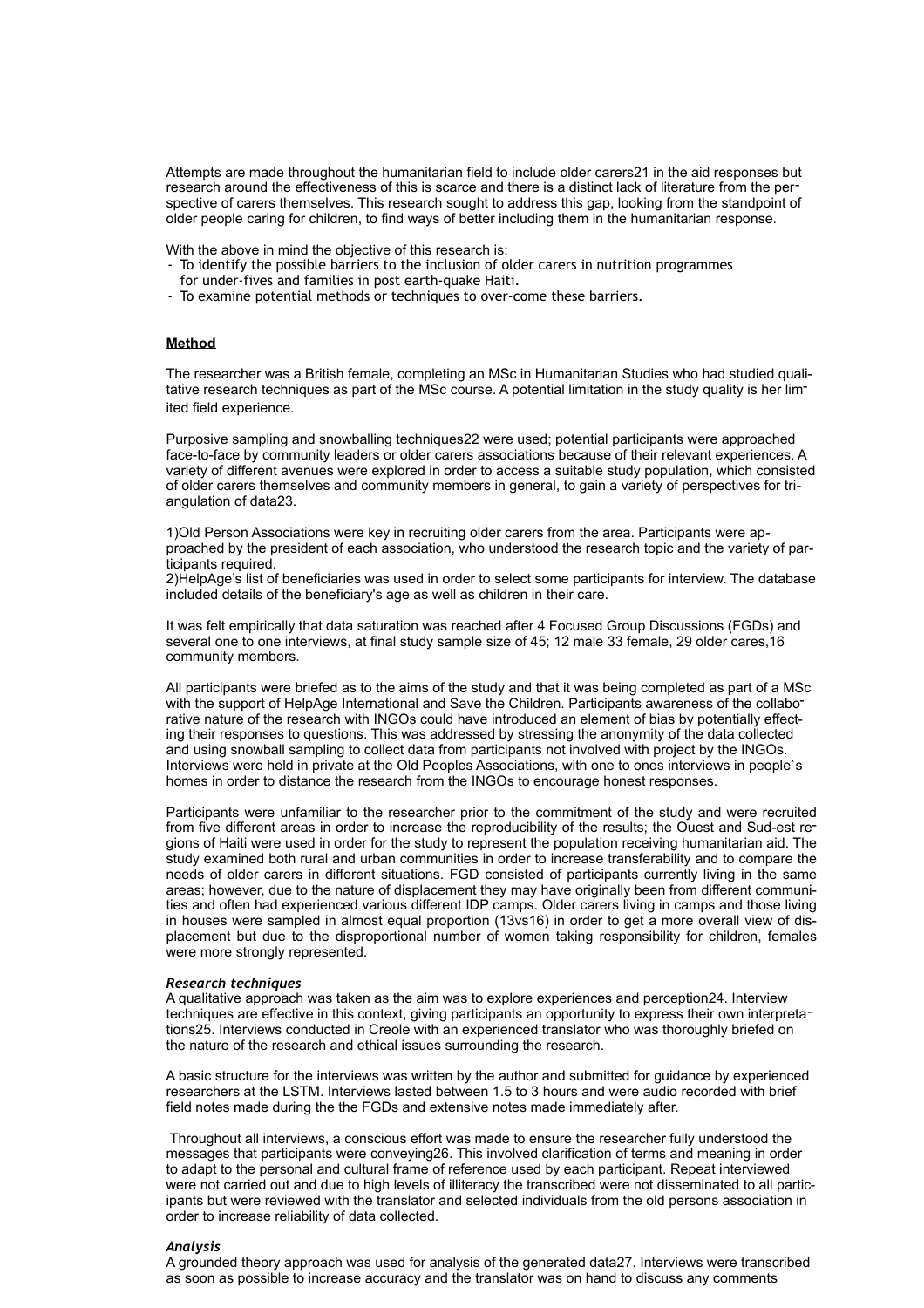Attempts are made throughout the humanitarian field to include older carers[21] in the aid responses but research around the effectiveness of this is scarce and there is a distinct lack of literature from the perspective of carers themselves. This research sought to address this gap, looking from the standpoint of older people caring for children, to find ways of better including them in the humanitarian response.

With the above in mind the objective of this research is:

- To identify the possible barriers to the inclusion of older carers in nutrition programmes for under-fives and families in post earth-quake Haiti.
- To examine potential methods or techniques to over-come these barriers.

## Method

The researcher was a British female, completing an MSc in Humanitarian Studies who had studied qualitative research techniques as part of the MSc course. A potential limitation in the study quality is her limited field experience.

Purposive sampling and snowballing techniques[22] were used; potential participants were approached face-to-face by community leaders or older carers associations because of their relevant experiences. A variety of different avenues were explored in order to access a suitable study population, which consisted of older carers themselves and community members in general, to gain a variety of perspectives for triangulation of data[23].

1)Old Person Associations were key in recruiting older carers from the area. Participants were approached by the president of each association, who understood the research topic and the variety of participants required.
2)HelpAge's list of beneficiaries was used in order to select some participants for interview. The database included details of the beneficiary's age as well as children in their care.

It was felt empirically that data saturation was reached after 4 Focused Group Discussions (FGDs) and several one to one interviews, at final study sample size of 45; 12 male 33 female, 29 older cares,16 community members.

All participants were briefed as to the aims of the study and that it was being completed as part of a MSc with the support of HelpAge International and Save the Children. Participants awareness of the collaborative nature of the research with INGOs could have introduced an element of bias by potentially effecting their responses to questions. This was addressed by stressing the anonymity of the data collected and using snowball sampling to collect data from participants not involved with project by the INGOs. Interviews were held in private at the Old Peoples Associations, with one to ones interviews in people`s homes in order to distance the research from the INGOs to encourage honest responses.

Participants were unfamiliar to the researcher prior to the commitment of the study and were recruited from five different areas in order to increase the reproducibility of the results; the Ouest and Sud-est regions of Haiti were used in order for the study to represent the population receiving humanitarian aid. The study examined both rural and urban communities in order to increase transferability and to compare the needs of older carers in different situations. FGD consisted of participants currently living in the same areas; however, due to the nature of displacement they may have originally been from different communities and often had experienced various different IDP camps. Older carers living in camps and those living in houses were sampled in almost equal proportion (13vs16) in order to get a more overall view of displacement but due to the disproportional number of women taking responsibility for children, females were more strongly represented.

### *Research techniques*

A qualitative approach was taken as the aim was to explore experiences and perception[24]. Interview techniques are effective in this context, giving participants an opportunity to express their own interpretations[25]. Interviews conducted in Creole with an experienced translator who was thoroughly briefed on the nature of the research and ethical issues surrounding the research.

A basic structure for the interviews was written by the author and submitted for guidance by experienced researchers at the LSTM. Interviews lasted between 1.5 to 3 hours and were audio recorded with brief field notes made during the the FGDs and extensive notes made immediately after.

Throughout all interviews, a conscious effort was made to ensure the researcher fully understood the messages that participants were conveying[26]. This involved clarification of terms and meaning in order to adapt to the personal and cultural frame of reference used by each participant. Repeat interviewed were not carried out and due to high levels of illiteracy the transcribed were not disseminated to all participants but were reviewed with the translator and selected individuals from the old persons association in order to increase reliability of data collected.

### *Analysis*

A grounded theory approach was used for analysis of the generated data[27]. Interviews were transcribed as soon as possible to increase accuracy and the translator was on hand to discuss any comments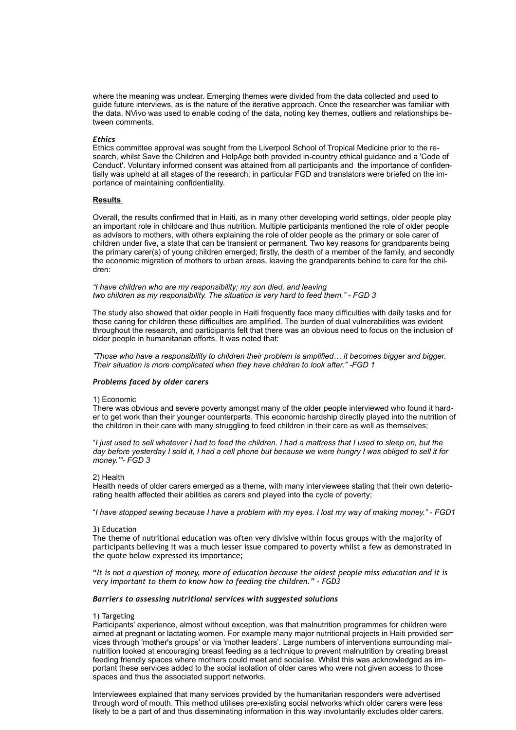where the meaning was unclear. Emerging themes were divided from the data collected and used to guide future interviews, as is the nature of the iterative approach. Once the researcher was familiar with the data, NVivo was used to enable coding of the data, noting key themes, outliers and relationships between comments.

### *Ethics*

Ethics committee approval was sought from the Liverpool School of Tropical Medicine prior to the research, whilst Save the Children and HelpAge both provided in-country ethical guidance and a 'Code of Conduct'. Voluntary informed consent was attained from all participants and the importance of confidentially was upheld at all stages of the research; in particular FGD and translators were briefed on the importance of maintaining confidentiality.

## **Results**

Overall, the results confirmed that in Haiti, as in many other developing world settings, older people play an important role in childcare and thus nutrition. Multiple participants mentioned the role of older people as advisors to mothers, with others explaining the role of older people as the primary or sole carer of children under five, a state that can be transient or permanent. Two key reasons for grandparents being the primary carer(s) of young children emerged; firstly, the death of a member of the family, and secondly the economic migration of mothers to urban areas, leaving the grandparents behind to care for the children:

*"I have children who are my responsibility; my son died, and leaving two children as my responsibility. The situation is very hard to feed them." - FGD 3*

The study also showed that older people in Haiti frequently face many difficulties with daily tasks and for those caring for children these difficulties are amplified. The burden of dual vulnerabilities was evident throughout the research, and participants felt that there was an obvious need to focus on the inclusion of older people in humanitarian efforts. It was noted that:

*"Those who have a responsibility to children their problem is amplified… it becomes bigger and bigger. Their situation is more complicated when they have children to look after." -FGD 1*

### *Problems faced by older carers*

1) Economic

There was obvious and severe poverty amongst many of the older people interviewed who found it harder to get work than their younger counterparts. This economic hardship directly played into the nutrition of the children in their care with many struggling to feed children in their care as well as themselves;

"*I just used to sell whatever I had to feed the children. I had a mattress that I used to sleep on, but the day before yesterday I sold it, I had a cell phone but because we were hungry I was obliged to sell it for money.'"- FGD 3*

2) Health

Health needs of older carers emerged as a theme, with many interviewees stating that their own deteriorating health affected their abilities as carers and played into the cycle of poverty;

"*I have stopped sewing because I have a problem with my eyes. I lost my way of making money." - FGD1*

3) Education

The theme of nutritional education was often very divisive within focus groups with the majority of participants believing it was a much lesser issue compared to poverty whilst a few as demonstrated in the quote below expressed its importance;

"*It is not a question of money, more of education because the oldest people miss education and it is very important to them to know how to feeding the children." - FGD3*

### *Barriers to assessing nutritional services with suggested solutions*

1) Targeting

Participants' experience, almost without exception, was that malnutrition programmes for children were aimed at pregnant or lactating women. For example many major nutritional projects in Haiti provided services through 'mother's groups' or via 'mother leaders'. Large numbers of interventions surrounding malnutrition looked at encouraging breast feeding as a technique to prevent malnutrition by creating breast feeding friendly spaces where mothers could meet and socialise. Whilst this was acknowledged as important these services added to the social isolation of older cares who were not given access to those spaces and thus the associated support networks.

Interviewees explained that many services provided by the humanitarian responders were advertised through word of mouth. This method utilises pre-existing social networks which older carers were less likely to be a part of and thus disseminating information in this way involuntarily excludes older carers.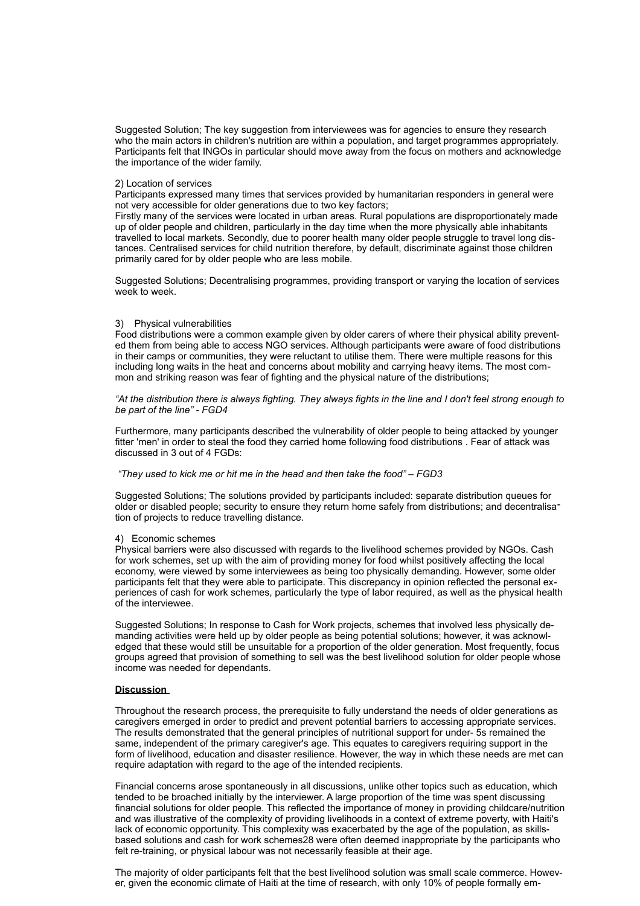Suggested Solution; The key suggestion from interviewees was for agencies to ensure they research who the main actors in children's nutrition are within a population, and target programmes appropriately. Participants felt that INGOs in particular should move away from the focus on mothers and acknowledge the importance of the wider family.

2) Location of services

Participants expressed many times that services provided by humanitarian responders in general were not very accessible for older generations due to two key factors;

Firstly many of the services were located in urban areas. Rural populations are disproportionately made up of older people and children, particularly in the day time when the more physically able inhabitants travelled to local markets. Secondly, due to poorer health many older people struggle to travel long distances. Centralised services for child nutrition therefore, by default, discriminate against those children primarily cared for by older people who are less mobile.

Suggested Solutions; Decentralising programmes, providing transport or varying the location of services week to week.

3) Physical vulnerabilities

Food distributions were a common example given by older carers of where their physical ability prevented them from being able to access NGO services. Although participants were aware of food distributions in their camps or communities, they were reluctant to utilise them. There were multiple reasons for this including long waits in the heat and concerns about mobility and carrying heavy items. The most common and striking reason was fear of fighting and the physical nature of the distributions;

*"At the distribution there is always fighting. They always fights in the line and I don't feel strong enough to be part of the line" - FGD4*

Furthermore, many participants described the vulnerability of older people to being attacked by younger fitter 'men' in order to steal the food they carried home following food distributions . Fear of attack was discussed in 3 out of 4 FGDs:

*"They used to kick me or hit me in the head and then take the food" – FGD3*

Suggested Solutions; The solutions provided by participants included: separate distribution queues for older or disabled people; security to ensure they return home safely from distributions; and decentralisation of projects to reduce travelling distance.

4) Economic schemes

Physical barriers were also discussed with regards to the livelihood schemes provided by NGOs. Cash for work schemes, set up with the aim of providing money for food whilst positively affecting the local economy, were viewed by some interviewees as being too physically demanding. However, some older participants felt that they were able to participate. This discrepancy in opinion reflected the personal experiences of cash for work schemes, particularly the type of labor required, as well as the physical health of the interviewee.

Suggested Solutions; In response to Cash for Work projects, schemes that involved less physically demanding activities were held up by older people as being potential solutions; however, it was acknowledged that these would still be unsuitable for a proportion of the older generation. Most frequently, focus groups agreed that provision of something to sell was the best livelihood solution for older people whose income was needed for dependants.

**Discussion**

Throughout the research process, the prerequisite to fully understand the needs of older generations as caregivers emerged in order to predict and prevent potential barriers to accessing appropriate services. The results demonstrated that the general principles of nutritional support for under- 5s remained the same, independent of the primary caregiver's age. This equates to caregivers requiring support in the form of livelihood, education and disaster resilience. However, the way in which these needs are met can require adaptation with regard to the age of the intended recipients.

Financial concerns arose spontaneously in all discussions, unlike other topics such as education, which tended to be broached initially by the interviewer. A large proportion of the time was spent discussing financial solutions for older people. This reflected the importance of money in providing childcare/nutrition and was illustrative of the complexity of providing livelihoods in a context of extreme poverty, with Haiti's lack of economic opportunity. This complexity was exacerbated by the age of the population, as skills-based solutions and cash for work schemes28 were often deemed inappropriate by the participants who felt re-training, or physical labour was not necessarily feasible at their age.

The majority of older participants felt that the best livelihood solution was small scale commerce. However, given the economic climate of Haiti at the time of research, with only 10% of people formally em-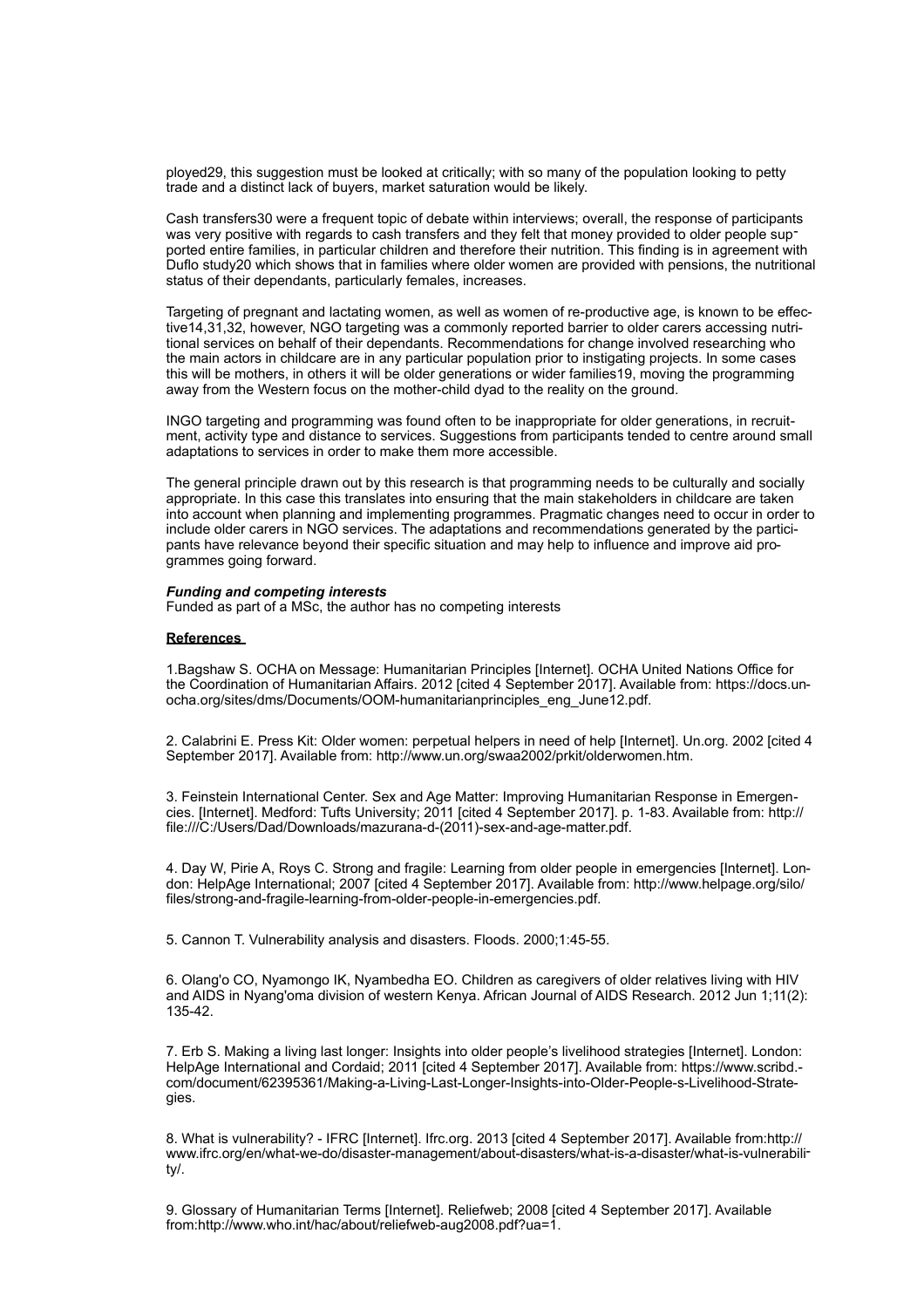ployed[29], this suggestion must be looked at critically; with so many of the population looking to petty trade and a distinct lack of buyers, market saturation would be likely.

Cash transfers[30] were a frequent topic of debate within interviews; overall, the response of participants was very positive with regards to cash transfers and they felt that money provided to older people supported entire families, in particular children and therefore their nutrition. This finding is in agreement with Duflo study[20] which shows that in families where older women are provided with pensions, the nutritional status of their dependants, particularly females, increases.

Targeting of pregnant and lactating women, as well as women of re-productive age, is known to be effective[14,31,32], however, NGO targeting was a commonly reported barrier to older carers accessing nutritional services on behalf of their dependants. Recommendations for change involved researching who the main actors in childcare are in any particular population prior to instigating projects. In some cases this will be mothers, in others it will be older generations or wider families[19], moving the programming away from the Western focus on the mother-child dyad to the reality on the ground.

INGO targeting and programming was found often to be inappropriate for older generations, in recruitment, activity type and distance to services. Suggestions from participants tended to centre around small adaptations to services in order to make them more accessible.

The general principle drawn out by this research is that programming needs to be culturally and socially appropriate. In this case this translates into ensuring that the main stakeholders in childcare are taken into account when planning and implementing programmes. Pragmatic changes need to occur in order to include older carers in NGO services. The adaptations and recommendations generated by the participants have relevance beyond their specific situation and may help to influence and improve aid programmes going forward.

***Funding and competing interests***
Funded as part of a MSc, the author has no competing interests

**References**

1.Bagshaw S. OCHA on Message: Humanitarian Principles [Internet]. OCHA United Nations Office for the Coordination of Humanitarian Affairs. 2012 [cited 4 September 2017]. Available from: https://docs.unocha.org/sites/dms/Documents/OOM-humanitarianprinciples_eng_June12.pdf.

2. Calabrini E. Press Kit: Older women: perpetual helpers in need of help [Internet]. Un.org. 2002 [cited 4 September 2017]. Available from: http://www.un.org/swaa2002/prkit/olderwomen.htm.

3. Feinstein International Center. Sex and Age Matter: Improving Humanitarian Response in Emergencies. [Internet]. Medford: Tufts University; 2011 [cited 4 September 2017]. p. 1-83. Available from: http://file:///C:/Users/Dad/Downloads/mazurana-d-(2011)-sex-and-age-matter.pdf.

4. Day W, Pirie A, Roys C. Strong and fragile: Learning from older people in emergencies [Internet]. London: HelpAge International; 2007 [cited 4 September 2017]. Available from: http://www.helpage.org/silo/files/strong-and-fragile-learning-from-older-people-in-emergencies.pdf.

5. Cannon T. Vulnerability analysis and disasters. Floods. 2000;1:45-55.

6. Olang'o CO, Nyamongo IK, Nyambedha EO. Children as caregivers of older relatives living with HIV and AIDS in Nyang'oma division of western Kenya. African Journal of AIDS Research. 2012 Jun 1;11(2):135-42.

7. Erb S. Making a living last longer: Insights into older people's livelihood strategies [Internet]. London: HelpAge International and Cordaid; 2011 [cited 4 September 2017]. Available from: https://www.scribd.com/document/62395361/Making-a-Living-Last-Longer-Insights-into-Older-People-s-Livelihood-Strategies.

8. What is vulnerability? - IFRC [Internet]. Ifrc.org. 2013 [cited 4 September 2017]. Available from:http://www.ifrc.org/en/what-we-do/disaster-management/about-disasters/what-is-a-disaster/what-is-vulnerability/.

9. Glossary of Humanitarian Terms [Internet]. Reliefweb; 2008 [cited 4 September 2017]. Available from:http://www.who.int/hac/about/reliefweb-aug2008.pdf?ua=1.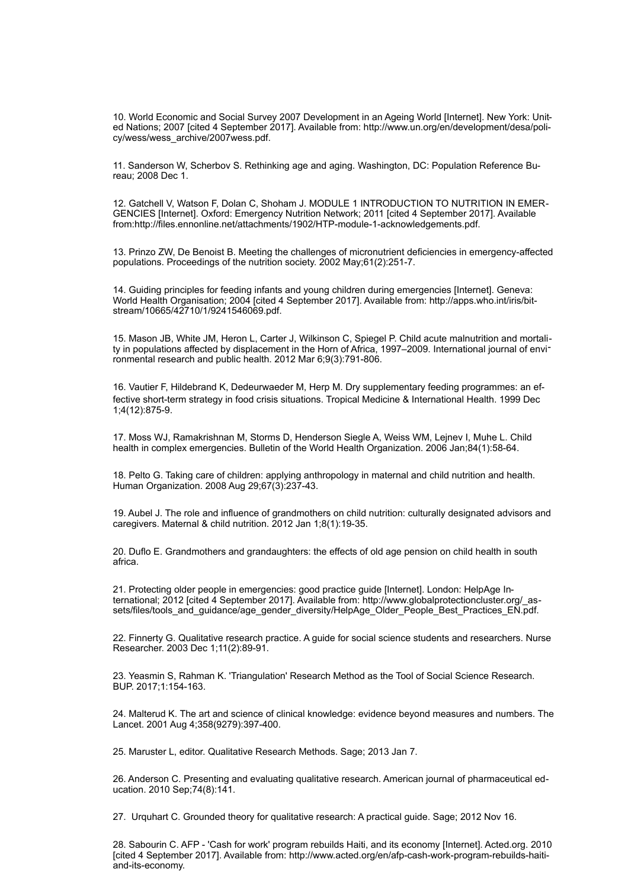10. World Economic and Social Survey 2007 Development in an Ageing World [Internet]. New York: United Nations; 2007 [cited 4 September 2017]. Available from: http://www.un.org/en/development/desa/policy/wess/wess_archive/2007wess.pdf.

11. Sanderson W, Scherbov S. Rethinking age and aging. Washington, DC: Population Reference Bureau; 2008 Dec 1.

12. Gatchell V, Watson F, Dolan C, Shoham J. MODULE 1 INTRODUCTION TO NUTRITION IN EMERGENCIES [Internet]. Oxford: Emergency Nutrition Network; 2011 [cited 4 September 2017]. Available from:http://files.ennonline.net/attachments/1902/HTP-module-1-acknowledgements.pdf.

13. Prinzo ZW, De Benoist B. Meeting the challenges of micronutrient deficiencies in emergency-affected populations. Proceedings of the nutrition society. 2002 May;61(2):251-7.

14. Guiding principles for feeding infants and young children during emergencies [Internet]. Geneva: World Health Organisation; 2004 [cited 4 September 2017]. Available from: http://apps.who.int/iris/bitstream/10665/42710/1/9241546069.pdf.

15. Mason JB, White JM, Heron L, Carter J, Wilkinson C, Spiegel P. Child acute malnutrition and mortality in populations affected by displacement in the Horn of Africa, 1997–2009. International journal of environmental research and public health. 2012 Mar 6;9(3):791-806.

16. Vautier F, Hildebrand K, Dedeurwaeder M, Herp M. Dry supplementary feeding programmes: an effective short-term strategy in food crisis situations. Tropical Medicine & International Health. 1999 Dec 1;4(12):875-9.

17. Moss WJ, Ramakrishnan M, Storms D, Henderson Siegle A, Weiss WM, Lejnev I, Muhe L. Child health in complex emergencies. Bulletin of the World Health Organization. 2006 Jan;84(1):58-64.

18. Pelto G. Taking care of children: applying anthropology in maternal and child nutrition and health. Human Organization. 2008 Aug 29;67(3):237-43.

19. Aubel J. The role and influence of grandmothers on child nutrition: culturally designated advisors and caregivers. Maternal & child nutrition. 2012 Jan 1;8(1):19-35.

20. Duflo E. Grandmothers and grandaughters: the effects of old age pension on child health in south africa.

21. Protecting older people in emergencies: good practice guide [Internet]. London: HelpAge International; 2012 [cited 4 September 2017]. Available from: http://www.globalprotectioncluster.org/_assets/files/tools_and_guidance/age_gender_diversity/HelpAge_Older_People_Best_Practices_EN.pdf.

22. Finnerty G. Qualitative research practice. A guide for social science students and researchers. Nurse Researcher. 2003 Dec 1;11(2):89-91.

23. Yeasmin S, Rahman K. 'Triangulation' Research Method as the Tool of Social Science Research. BUP. 2017;1:154-163.

24. Malterud K. The art and science of clinical knowledge: evidence beyond measures and numbers. The Lancet. 2001 Aug 4;358(9279):397-400.

25. Maruster L, editor. Qualitative Research Methods. Sage; 2013 Jan 7.

26. Anderson C. Presenting and evaluating qualitative research. American journal of pharmaceutical education. 2010 Sep;74(8):141.

27. Urquhart C. Grounded theory for qualitative research: A practical guide. Sage; 2012 Nov 16.

28. Sabourin C. AFP - 'Cash for work' program rebuilds Haiti, and its economy [Internet]. Acted.org. 2010 [cited 4 September 2017]. Available from: http://www.acted.org/en/afp-cash-work-program-rebuilds-haiti-and-its-economy.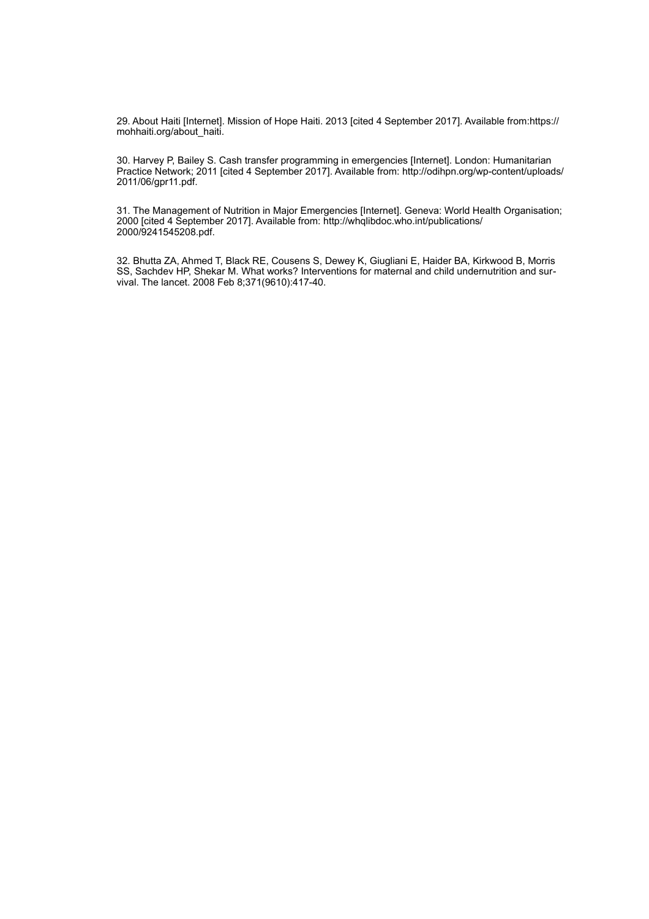29. About Haiti [Internet]. Mission of Hope Haiti. 2013 [cited 4 September 2017]. Available from:https://mohhaiti.org/about_haiti.

30. Harvey P, Bailey S. Cash transfer programming in emergencies [Internet]. London: Humanitarian Practice Network; 2011 [cited 4 September 2017]. Available from: http://odihpn.org/wp-content/uploads/2011/06/gpr11.pdf.

31. The Management of Nutrition in Major Emergencies [Internet]. Geneva: World Health Organisation; 2000 [cited 4 September 2017]. Available from: http://whqlibdoc.who.int/publications/2000/9241545208.pdf.

32. Bhutta ZA, Ahmed T, Black RE, Cousens S, Dewey K, Giugliani E, Haider BA, Kirkwood B, Morris SS, Sachdev HP, Shekar M. What works? Interventions for maternal and child undernutrition and survival. The lancet. 2008 Feb 8;371(9610):417-40.